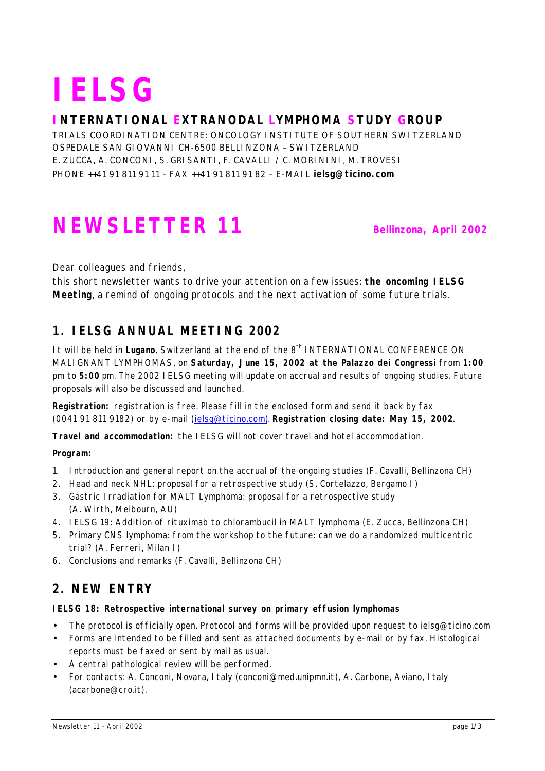# IELSG

## INTERNATIONAL EXTRANODAL LYMPHOMA STUDY GROUP

TRIALS COORDINATION CENTRE: ONCOLOGY INSTITUTE OF SOUTHERN SWITZERLAND
OSPEDALE SAN GIOVANNI CH-6500 BELLINZONA – SWITZERLAND
E. ZUCCA, A. CONCONI, S. GRISANTI, F. CAVALLI / C. MORININI, M. TROVESI
PHONE ++41 91 811 91 11 – FAX ++41 91 811 91 82 – E-MAIL **ielsg@ticino.com**

# NEWSLETTER 11

**Bellinzona, April 2002**

Dear colleagues and friends,
this short newsletter wants to drive your attention on a few issues: **the oncoming IELSG Meeting**, a remind of ongoing protocols and the next activation of some future trials.

## 1. IELSG ANNUAL MEETING 2002

It will be held in **Lugano**, Switzerland at the end of the 8th INTERNATIONAL CONFERENCE ON MALIGNANT LYMPHOMAS, on **Saturday, June 15, 2002 at the Palazzo dei Congressi** from **1:00** pm to **5:00** pm. The 2002 IELSG meeting will update on accrual and results of ongoing studies. Future proposals will also be discussed and launched.

**Registration:** registration is free. Please fill in the enclosed form and send it back by fax (0041 91 811 9182) or by e-mail (ielsg@ticino.com). **Registration closing date: May 15, 2002**.

**Travel and accommodation:** the IELSG will not cover travel and hotel accommodation.

**Program:**

1. Introduction and general report on the accrual of the ongoing studies (F. Cavalli, Bellinzona CH)
2. Head and neck NHL: proposal for a retrospective study (S. Cortelazzo, Bergamo I)
3. Gastric Irradiation for MALT Lymphoma: proposal for a retrospective study (A. Wirth, Melbourn, AU)
4. IELSG 19: Addition of rituximab to chlorambucil in MALT lymphoma (E. Zucca, Bellinzona CH)
5. Primary CNS lymphoma: from the workshop to the future: can we do a randomized multicentric trial? (A. Ferreri, Milan I)
6. Conclusions and remarks (F. Cavalli, Bellinzona CH)

## 2. NEW ENTRY

**IELSG 18: Retrospective international survey on primary effusion lymphomas**

- The protocol is officially open. Protocol and forms will be provided upon request to ielsg@ticino.com
- Forms are intended to be filled and sent as attached documents by e-mail or by fax. Histological reports must be faxed or sent by mail as usual.
- A central pathological review will be performed.
- For contacts: A. Conconi, Novara, Italy (conconi@med.unipmn.it), A. Carbone, Aviano, Italy (acarbone@cro.it).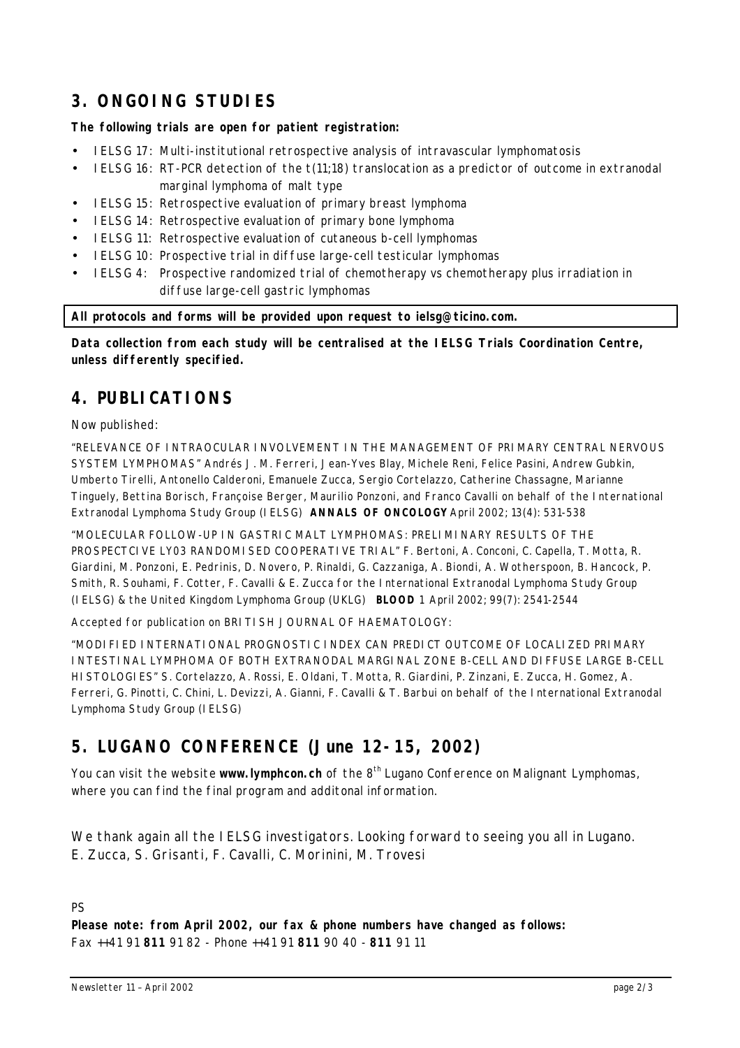## 3. ONGOING STUDIES

**The following trials are open for patient registration:**

- IELSG 17: Multi-institutional retrospective analysis of intravascular lymphomatosis
- IELSG 16: RT-PCR detection of the t(11;18) translocation as a predictor of outcome in extranodal marginal lymphoma of malt type
- IELSG 15: Retrospective evaluation of primary breast lymphoma
- IELSG 14: Retrospective evaluation of primary bone lymphoma
- IELSG 11: Retrospective evaluation of cutaneous b-cell lymphomas
- IELSG 10: Prospective trial in diffuse large-cell testicular lymphomas
- IELSG 4: Prospective randomized trial of chemotherapy vs chemotherapy plus irradiation in diffuse large-cell gastric lymphomas

**All protocols and forms will be provided upon request to ielsg@ticino.com.**

**Data collection from each study will be centralised at the IELSG Trials Coordination Centre, unless differently specified.**

## 4. PUBLICATIONS

Now published:

"RELEVANCE OF INTRAOCULAR INVOLVEMENT IN THE MANAGEMENT OF PRIMARY CENTRAL NERVOUS SYSTEM LYMPHOMAS" Andrés J. M. Ferreri, Jean-Yves Blay, Michele Reni, Felice Pasini, Andrew Gubkin, Umberto Tirelli, Antonello Calderoni, Emanuele Zucca, Sergio Cortelazzo, Catherine Chassagne, Marianne Tinguely, Bettina Borisch, Françoise Berger, Maurilio Ponzoni, and Franco Cavalli on behalf of the International Extranodal Lymphoma Study Group (IELSG) **ANNALS OF ONCOLOGY** April 2002; 13(4): 531-538

"MOLECULAR FOLLOW-UP IN GASTRIC MALT LYMPHOMAS: PRELIMINARY RESULTS OF THE PROSPECTCIVE LY03 RANDOMISED COOPERATIVE TRIAL" F. Bertoni, A. Conconi, C. Capella, T. Motta, R. Giardini, M. Ponzoni, E. Pedrinis, D. Novero, P. Rinaldi, G. Cazzaniga, A. Biondi, A. Wotherspoon, B. Hancock, P. Smith, R. Souhami, F. Cotter, F. Cavalli & E. Zucca for the International Extranodal Lymphoma Study Group (IELSG) & the United Kingdom Lymphoma Group (UKLG) **BLOOD** 1 April 2002; 99(7): 2541-2544

Accepted for publication on BRITISH JOURNAL OF HAEMATOLOGY:

"MODIFIED INTERNATIONAL PROGNOSTIC INDEX CAN PREDICT OUTCOME OF LOCALIZED PRIMARY INTESTINAL LYMPHOMA OF BOTH EXTRANODAL MARGINAL ZONE B-CELL AND DIFFUSE LARGE B-CELL HISTOLOGIES" S. Cortelazzo, A. Rossi, E. Oldani, T. Motta, R. Giardini, P. Zinzani, E. Zucca, H. Gomez, A. Ferreri, G. Pinotti, C. Chini, L. Devizzi, A. Gianni, F. Cavalli & T. Barbui on behalf of the International Extranodal Lymphoma Study Group (IELSG)

## 5. LUGANO CONFERENCE (June 12-15, 2002)

You can visit the website **www.lymphcon.ch** of the 8th Lugano Conference on Malignant Lymphomas, where you can find the final program and additonal information.

We thank again all the IELSG investigators. Looking forward to seeing you all in Lugano.
E. Zucca, S. Grisanti, F. Cavalli, C. Morinini, M. Trovesi

PS
**Please note: from April 2002, our fax & phone numbers have changed as follows:**
Fax ++41 91 **811** 91 82 - Phone ++41 91 **811** 90 40 - **811** 91 11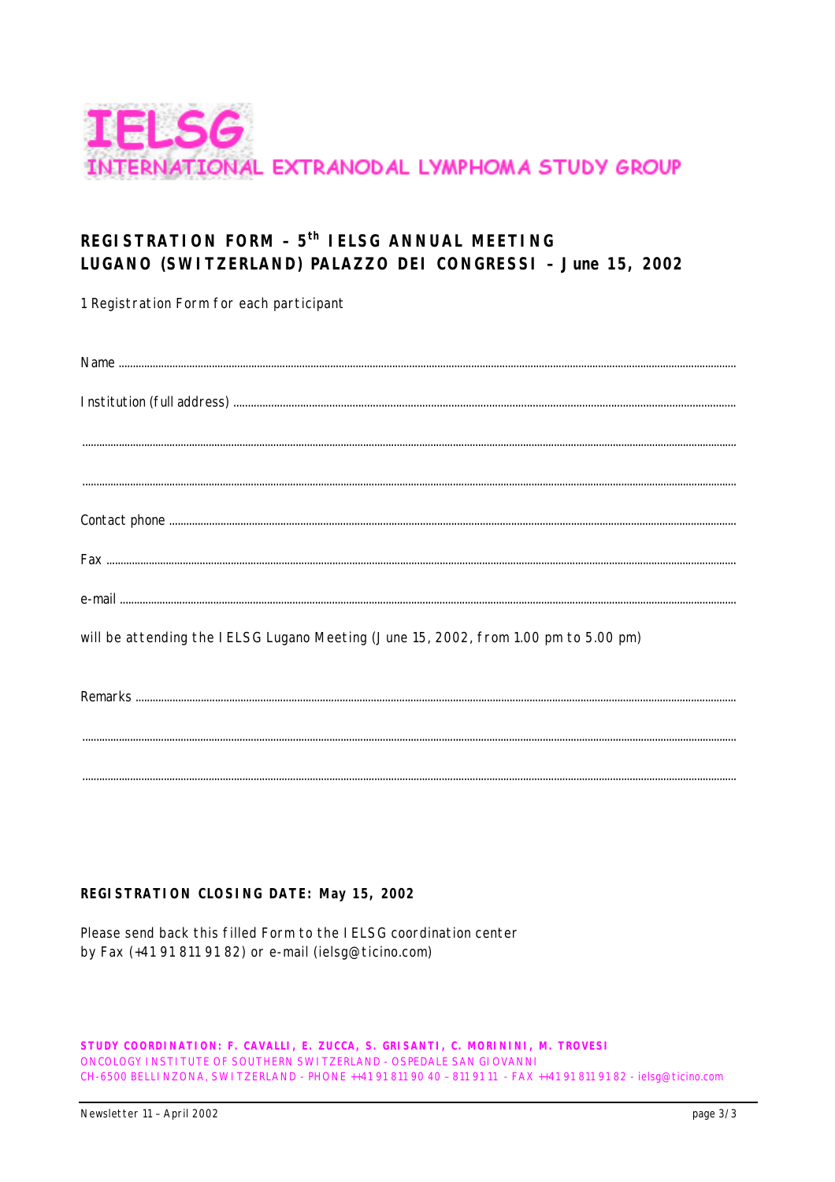# IELSG

## INTERNATIONAL EXTRANODAL LYMPHOMA STUDY GROUP

**REGISTRATION FORM – 5th IELSG ANNUAL MEETING**
**LUGANO (SWITZERLAND) PALAZZO DEI CONGRESSI – June 15, 2002**

1 Registration Form for each participant

Name ...............................................................................................................................................

Institution (full address) ...................................................................................................................

.........................................................................................................................................................

.........................................................................................................................................................

Contact phone .................................................................................................................................

Fax ..................................................................................................................................................

e-mail ..............................................................................................................................................

will be attending the IELSG Lugano Meeting (June 15, 2002, from 1.00 pm to 5.00 pm)

Remarks ..........................................................................................................................................

.........................................................................................................................................................

.........................................................................................................................................................

**REGISTRATION CLOSING DATE: May 15, 2002**

Please send back this filled Form to the IELSG coordination center
by Fax (+41 91 811 91 82) or e-mail (ielsg@ticino.com)

**STUDY COORDINATION: F. CAVALLI, E. ZUCCA, S. GRISANTI, C. MORININI, M. TROVESI**
ONCOLOGY INSTITUTE OF SOUTHERN SWITZERLAND - OSPEDALE SAN GIOVANNI
CH-6500 BELLINZONA, SWITZERLAND - PHONE ++41 91 811 90 40 – 811 91 11 - FAX ++41 91 811 91 82 - ielsg@ticino.com

Newsletter 11 – April 2002